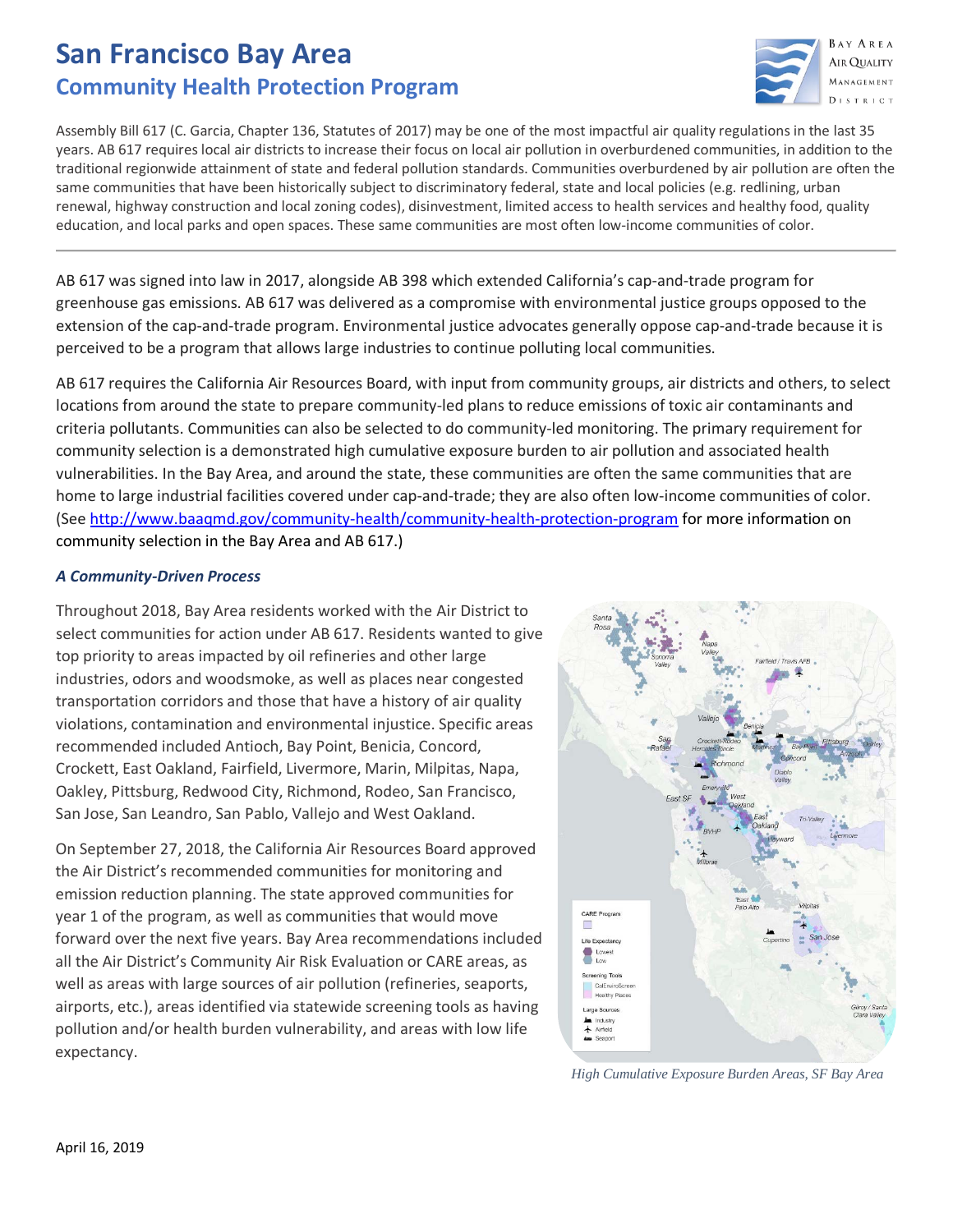# San Francisco Bay Area

## Community Health Protection Program

Assembly Bill 617 (C. Garcia, Chapter 136, Statutes of 2017) may be one of the most impactful air quality regulations in the last 35 years. AB 617 requires local air districts to increase their focus on local air pollution in overburdened communities, in addition to the traditional regionwide attainment of state and federal pollution standards. Communities overburdened by air pollution are often the same communities that have been historically subject to discriminatory federal, state and local policies (e.g. redlining, urban renewal, highway construction and local zoning codes), disinvestment, limited access to health services and healthy food, quality education, and local parks and open spaces. These same communities are most often low-income communities of color.

---

AB 617 was signed into law in 2017, alongside AB 398 which extended California's cap-and-trade program for greenhouse gas emissions. AB 617 was delivered as a compromise with environmental justice groups opposed to the extension of the cap-and-trade program. Environmental justice advocates generally oppose cap-and-trade because it is perceived to be a program that allows large industries to continue polluting local communities.

AB 617 requires the California Air Resources Board, with input from community groups, air districts and others, to select locations from around the state to prepare community-led plans to reduce emissions of toxic air contaminants and criteria pollutants. Communities can also be selected to do community-led monitoring. The primary requirement for community selection is a demonstrated high cumulative exposure burden to air pollution and associated health vulnerabilities. In the Bay Area, and around the state, these communities are often the same communities that are home to large industrial facilities covered under cap-and-trade; they are also often low-income communities of color. (See http://www.baaqmd.gov/community-health/community-health-protection-program for more information on community selection in the Bay Area and AB 617.)

### *A Community-Driven Process*

Throughout 2018, Bay Area residents worked with the Air District to select communities for action under AB 617. Residents wanted to give top priority to areas impacted by oil refineries and other large industries, odors and woodsmoke, as well as places near congested transportation corridors and those that have a history of air quality violations, contamination and environmental injustice. Specific areas recommended included Antioch, Bay Point, Benicia, Concord, Crockett, East Oakland, Fairfield, Livermore, Marin, Milpitas, Napa, Oakley, Pittsburg, Redwood City, Richmond, Rodeo, San Francisco, San Jose, San Leandro, San Pablo, Vallejo and West Oakland.

On September 27, 2018, the California Air Resources Board approved the Air District's recommended communities for monitoring and emission reduction planning. The state approved communities for year 1 of the program, as well as communities that would move forward over the next five years. Bay Area recommendations included all the Air District's Community Air Risk Evaluation or CARE areas, as well as areas with large sources of air pollution (refineries, seaports, airports, etc.), areas identified via statewide screening tools as having pollution and/or health burden vulnerability, and areas with low life expectancy.

*High Cumulative Exposure Burden Areas, SF Bay Area*

April 16, 2019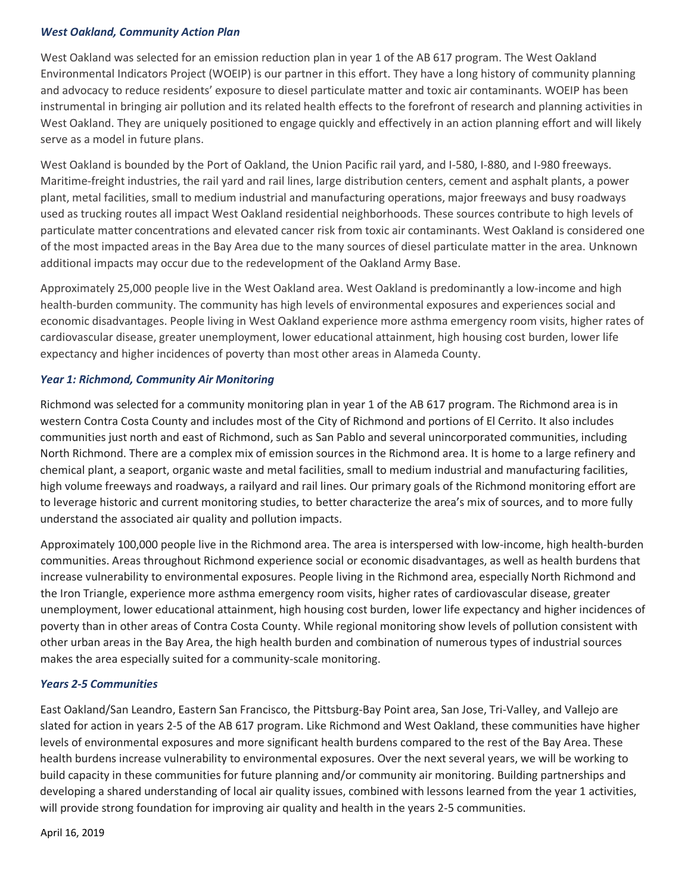### *West Oakland, Community Action Plan*

West Oakland was selected for an emission reduction plan in year 1 of the AB 617 program. The West Oakland Environmental Indicators Project (WOEIP) is our partner in this effort. They have a long history of community planning and advocacy to reduce residents' exposure to diesel particulate matter and toxic air contaminants. WOEIP has been instrumental in bringing air pollution and its related health effects to the forefront of research and planning activities in West Oakland. They are uniquely positioned to engage quickly and effectively in an action planning effort and will likely serve as a model in future plans.

West Oakland is bounded by the Port of Oakland, the Union Pacific rail yard, and I-580, I-880, and I-980 freeways. Maritime-freight industries, the rail yard and rail lines, large distribution centers, cement and asphalt plants, a power plant, metal facilities, small to medium industrial and manufacturing operations, major freeways and busy roadways used as trucking routes all impact West Oakland residential neighborhoods. These sources contribute to high levels of particulate matter concentrations and elevated cancer risk from toxic air contaminants. West Oakland is considered one of the most impacted areas in the Bay Area due to the many sources of diesel particulate matter in the area. Unknown additional impacts may occur due to the redevelopment of the Oakland Army Base.

Approximately 25,000 people live in the West Oakland area. West Oakland is predominantly a low-income and high health-burden community. The community has high levels of environmental exposures and experiences social and economic disadvantages. People living in West Oakland experience more asthma emergency room visits, higher rates of cardiovascular disease, greater unemployment, lower educational attainment, high housing cost burden, lower life expectancy and higher incidences of poverty than most other areas in Alameda County.

### *Year 1: Richmond, Community Air Monitoring*

Richmond was selected for a community monitoring plan in year 1 of the AB 617 program. The Richmond area is in western Contra Costa County and includes most of the City of Richmond and portions of El Cerrito. It also includes communities just north and east of Richmond, such as San Pablo and several unincorporated communities, including North Richmond. There are a complex mix of emission sources in the Richmond area. It is home to a large refinery and chemical plant, a seaport, organic waste and metal facilities, small to medium industrial and manufacturing facilities, high volume freeways and roadways, a railyard and rail lines. Our primary goals of the Richmond monitoring effort are to leverage historic and current monitoring studies, to better characterize the area's mix of sources, and to more fully understand the associated air quality and pollution impacts.

Approximately 100,000 people live in the Richmond area. The area is interspersed with low-income, high health-burden communities. Areas throughout Richmond experience social or economic disadvantages, as well as health burdens that increase vulnerability to environmental exposures. People living in the Richmond area, especially North Richmond and the Iron Triangle, experience more asthma emergency room visits, higher rates of cardiovascular disease, greater unemployment, lower educational attainment, high housing cost burden, lower life expectancy and higher incidences of poverty than in other areas of Contra Costa County. While regional monitoring show levels of pollution consistent with other urban areas in the Bay Area, the high health burden and combination of numerous types of industrial sources makes the area especially suited for a community-scale monitoring.

### *Years 2-5 Communities*

East Oakland/San Leandro, Eastern San Francisco, the Pittsburg-Bay Point area, San Jose, Tri-Valley, and Vallejo are slated for action in years 2-5 of the AB 617 program. Like Richmond and West Oakland, these communities have higher levels of environmental exposures and more significant health burdens compared to the rest of the Bay Area. These health burdens increase vulnerability to environmental exposures. Over the next several years, we will be working to build capacity in these communities for future planning and/or community air monitoring. Building partnerships and developing a shared understanding of local air quality issues, combined with lessons learned from the year 1 activities, will provide strong foundation for improving air quality and health in the years 2-5 communities.

April 16, 2019